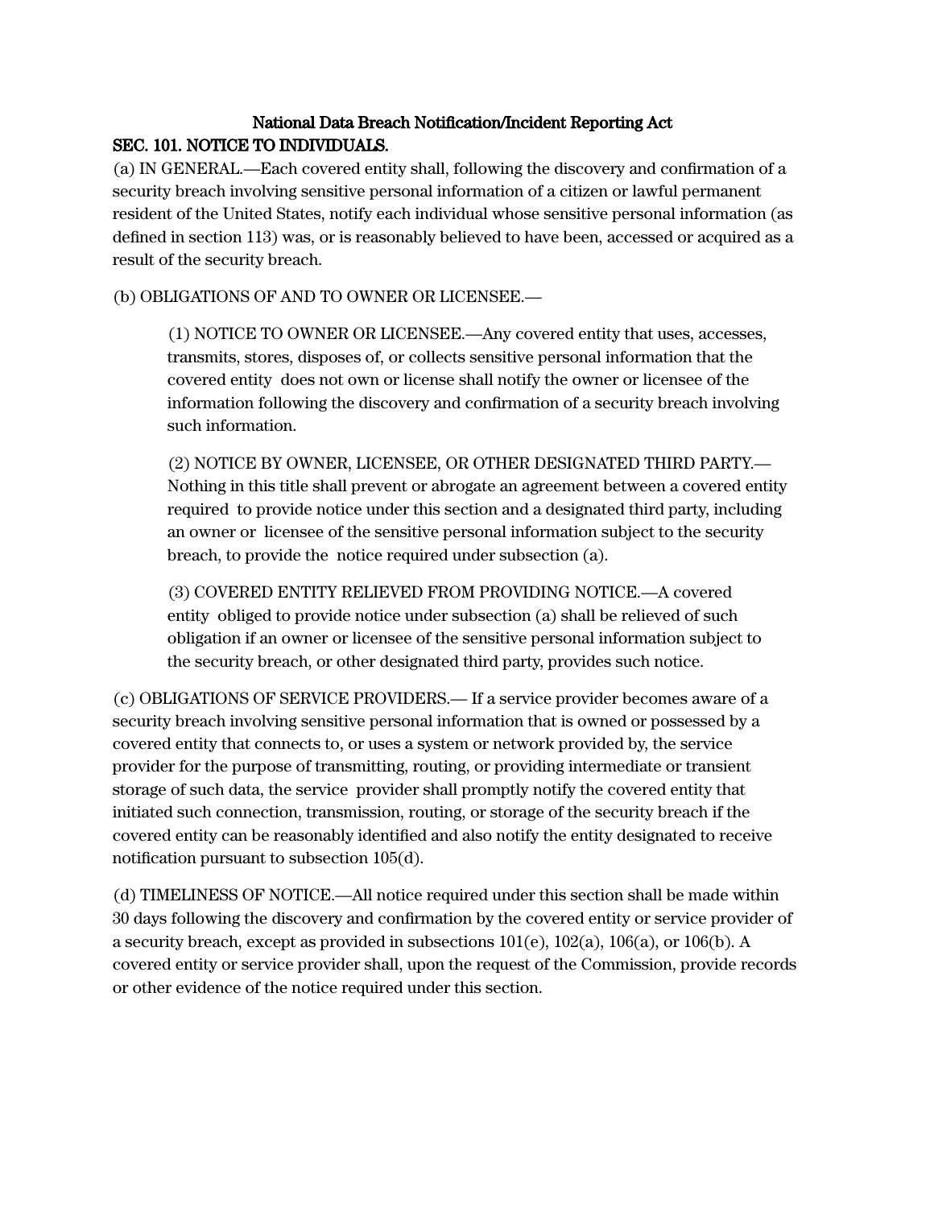# National Data Breach Notification/Incident Reporting Act

## SEC. 101. NOTICE TO INDIVIDUALS.

(a) IN GENERAL.—Each covered entity shall, following the discovery and confirmation of a security breach involving sensitive personal information of a citizen or lawful permanent resident of the United States, notify each individual whose sensitive personal information (as defined in section 113) was, or is reasonably believed to have been, accessed or acquired as a result of the security breach.

(b) OBLIGATIONS OF AND TO OWNER OR LICENSEE.—

> (1) NOTICE TO OWNER OR LICENSEE.—Any covered entity that uses, accesses, transmits, stores, disposes of, or collects sensitive personal information that the covered entity does not own or license shall notify the owner or licensee of the information following the discovery and confirmation of a security breach involving such information.
>
> (2) NOTICE BY OWNER, LICENSEE, OR OTHER DESIGNATED THIRD PARTY.—Nothing in this title shall prevent or abrogate an agreement between a covered entity required to provide notice under this section and a designated third party, including an owner or licensee of the sensitive personal information subject to the security breach, to provide the notice required under subsection (a).
>
> (3) COVERED ENTITY RELIEVED FROM PROVIDING NOTICE.—A covered entity obliged to provide notice under subsection (a) shall be relieved of such obligation if an owner or licensee of the sensitive personal information subject to the security breach, or other designated third party, provides such notice.

(c) OBLIGATIONS OF SERVICE PROVIDERS.— If a service provider becomes aware of a security breach involving sensitive personal information that is owned or possessed by a covered entity that connects to, or uses a system or network provided by, the service provider for the purpose of transmitting, routing, or providing intermediate or transient storage of such data, the service provider shall promptly notify the covered entity that initiated such connection, transmission, routing, or storage of the security breach if the covered entity can be reasonably identified and also notify the entity designated to receive notification pursuant to subsection 105(d).

(d) TIMELINESS OF NOTICE.—All notice required under this section shall be made within 30 days following the discovery and confirmation by the covered entity or service provider of a security breach, except as provided in subsections 101(e), 102(a), 106(a), or 106(b). A covered entity or service provider shall, upon the request of the Commission, provide records or other evidence of the notice required under this section.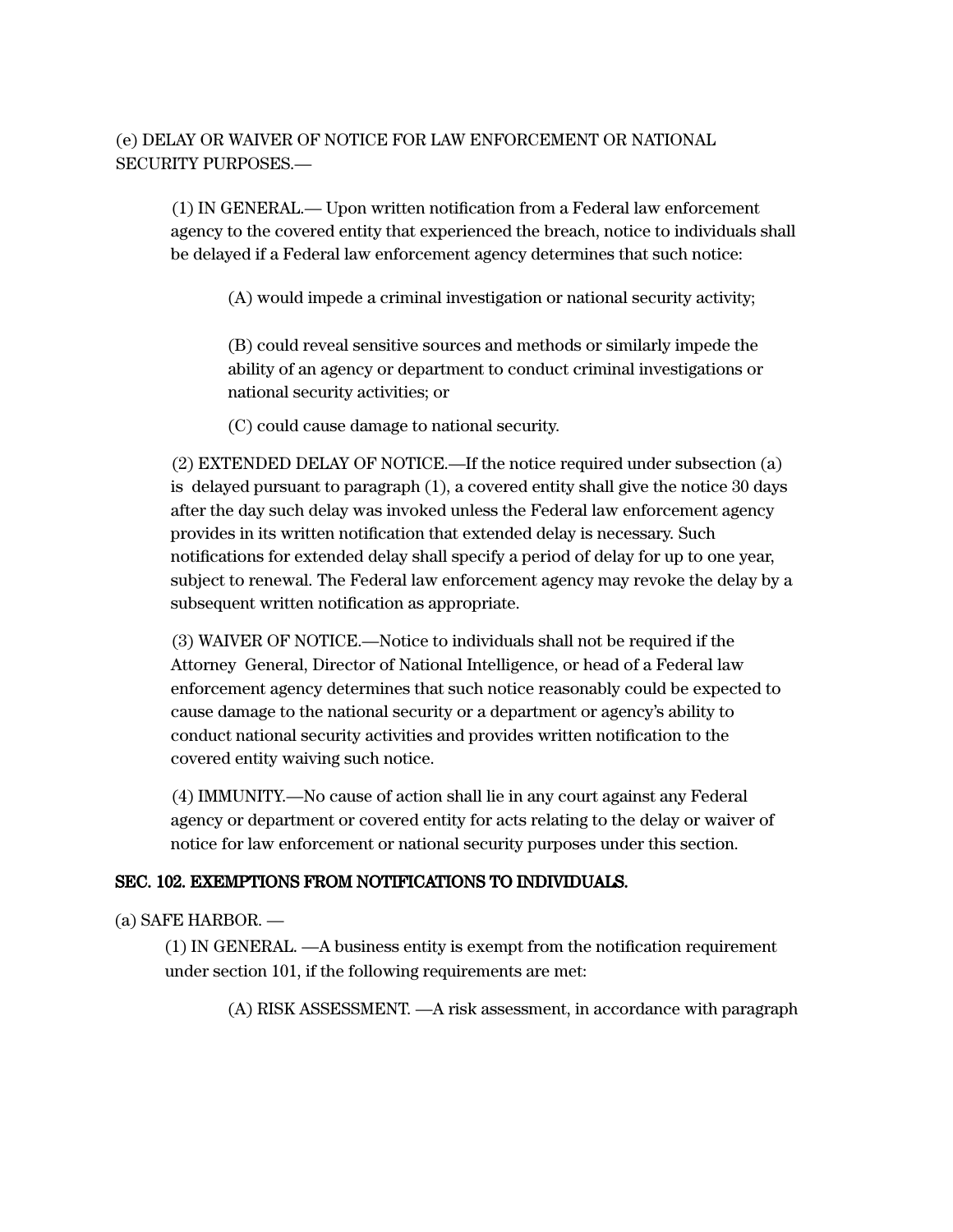(e) DELAY OR WAIVER OF NOTICE FOR LAW ENFORCEMENT OR NATIONAL SECURITY PURPOSES.—

> (1) IN GENERAL.— Upon written notification from a Federal law enforcement agency to the covered entity that experienced the breach, notice to individuals shall be delayed if a Federal law enforcement agency determines that such notice:
>
> > (A) would impede a criminal investigation or national security activity;
> >
> > (B) could reveal sensitive sources and methods or similarly impede the ability of an agency or department to conduct criminal investigations or national security activities; or
> >
> > (C) could cause damage to national security.
>
> (2) EXTENDED DELAY OF NOTICE.—If the notice required under subsection (a) is delayed pursuant to paragraph (1), a covered entity shall give the notice 30 days after the day such delay was invoked unless the Federal law enforcement agency provides in its written notification that extended delay is necessary. Such notifications for extended delay shall specify a period of delay for up to one year, subject to renewal. The Federal law enforcement agency may revoke the delay by a subsequent written notification as appropriate.
>
> (3) WAIVER OF NOTICE.—Notice to individuals shall not be required if the Attorney General, Director of National Intelligence, or head of a Federal law enforcement agency determines that such notice reasonably could be expected to cause damage to the national security or a department or agency's ability to conduct national security activities and provides written notification to the covered entity waiving such notice.
>
> (4) IMMUNITY.—No cause of action shall lie in any court against any Federal agency or department or covered entity for acts relating to the delay or waiver of notice for law enforcement or national security purposes under this section.

**SEC. 102. EXEMPTIONS FROM NOTIFICATIONS TO INDIVIDUALS.**

(a) SAFE HARBOR. —

> (1) IN GENERAL. —A business entity is exempt from the notification requirement under section 101, if the following requirements are met:
>
> > (A) RISK ASSESSMENT. —A risk assessment, in accordance with paragraph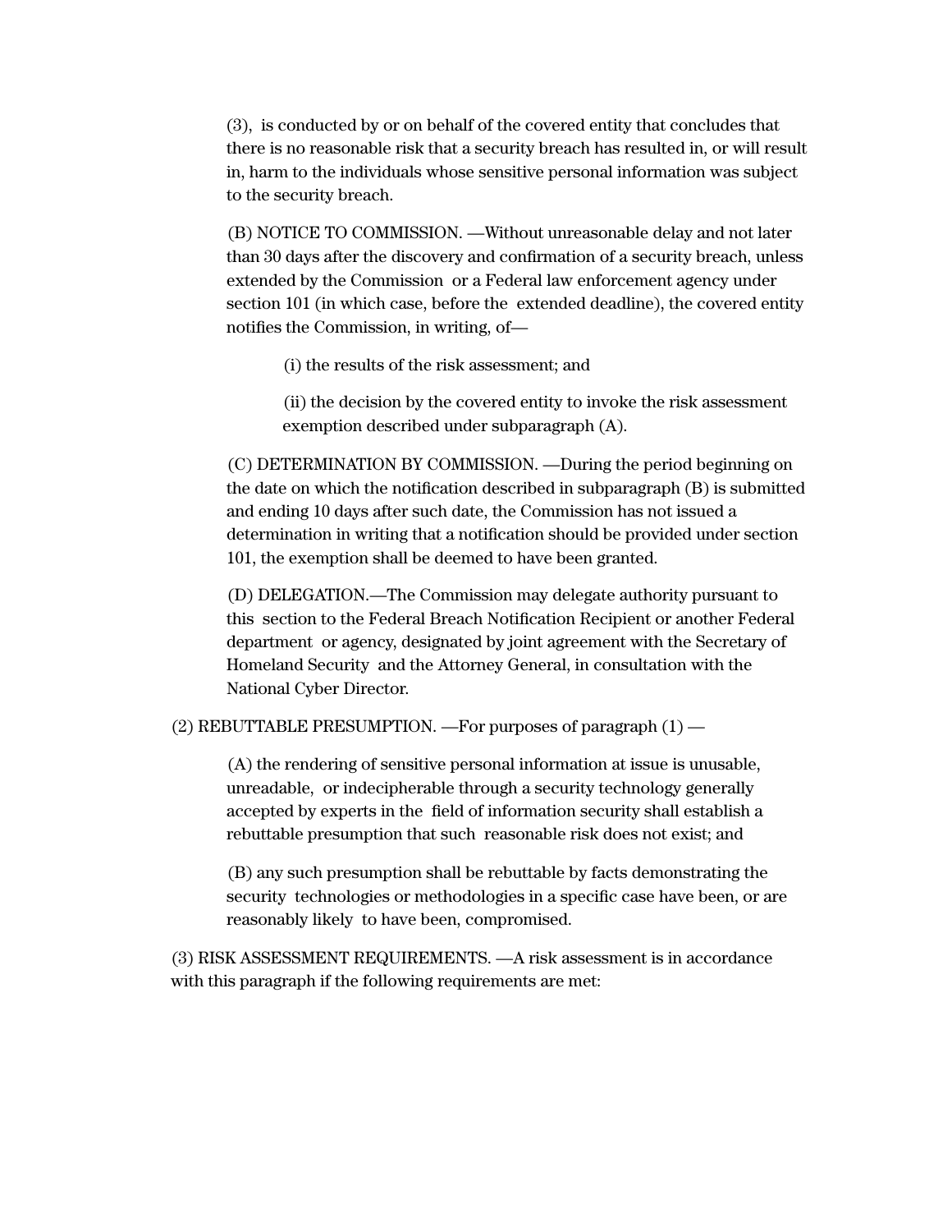(3), is conducted by or on behalf of the covered entity that concludes that there is no reasonable risk that a security breach has resulted in, or will result in, harm to the individuals whose sensitive personal information was subject to the security breach.

(B) NOTICE TO COMMISSION. —Without unreasonable delay and not later than 30 days after the discovery and confirmation of a security breach, unless extended by the Commission or a Federal law enforcement agency under section 101 (in which case, before the extended deadline), the covered entity notifies the Commission, in writing, of—

(i) the results of the risk assessment; and

(ii) the decision by the covered entity to invoke the risk assessment exemption described under subparagraph (A).

(C) DETERMINATION BY COMMISSION. —During the period beginning on the date on which the notification described in subparagraph (B) is submitted and ending 10 days after such date, the Commission has not issued a determination in writing that a notification should be provided under section 101, the exemption shall be deemed to have been granted.

(D) DELEGATION.—The Commission may delegate authority pursuant to this section to the Federal Breach Notification Recipient or another Federal department or agency, designated by joint agreement with the Secretary of Homeland Security and the Attorney General, in consultation with the National Cyber Director.

(2) REBUTTABLE PRESUMPTION. —For purposes of paragraph (1) —

(A) the rendering of sensitive personal information at issue is unusable, unreadable, or indecipherable through a security technology generally accepted by experts in the field of information security shall establish a rebuttable presumption that such reasonable risk does not exist; and

(B) any such presumption shall be rebuttable by facts demonstrating the security technologies or methodologies in a specific case have been, or are reasonably likely to have been, compromised.

(3) RISK ASSESSMENT REQUIREMENTS. —A risk assessment is in accordance with this paragraph if the following requirements are met: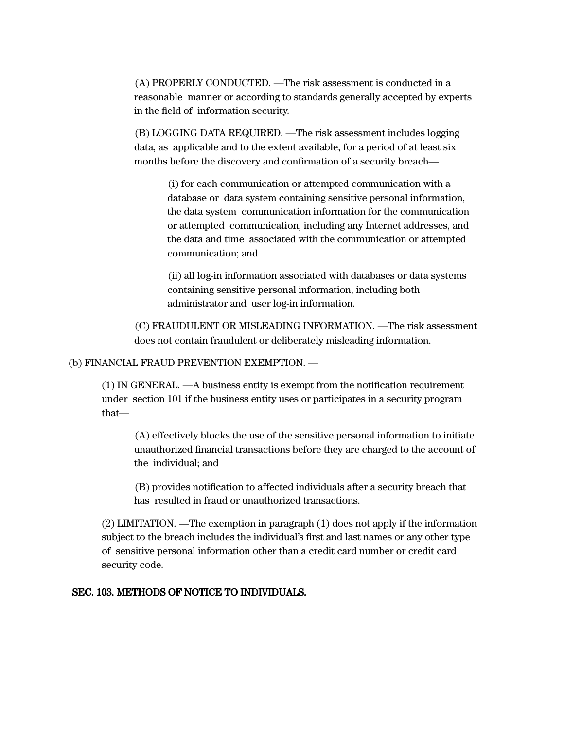(A) PROPERLY CONDUCTED. —The risk assessment is conducted in a reasonable manner or according to standards generally accepted by experts in the field of information security.

(B) LOGGING DATA REQUIRED. —The risk assessment includes logging data, as applicable and to the extent available, for a period of at least six months before the discovery and confirmation of a security breach—

(i) for each communication or attempted communication with a database or data system containing sensitive personal information, the data system communication information for the communication or attempted communication, including any Internet addresses, and the data and time associated with the communication or attempted communication; and

(ii) all log-in information associated with databases or data systems containing sensitive personal information, including both administrator and user log-in information.

(C) FRAUDULENT OR MISLEADING INFORMATION. —The risk assessment does not contain fraudulent or deliberately misleading information.

(b) FINANCIAL FRAUD PREVENTION EXEMPTION. —

(1) IN GENERAL. —A business entity is exempt from the notification requirement under section 101 if the business entity uses or participates in a security program that—

(A) effectively blocks the use of the sensitive personal information to initiate unauthorized financial transactions before they are charged to the account of the individual; and

(B) provides notification to affected individuals after a security breach that has resulted in fraud or unauthorized transactions.

(2) LIMITATION. —The exemption in paragraph (1) does not apply if the information subject to the breach includes the individual's first and last names or any other type of sensitive personal information other than a credit card number or credit card security code.

**SEC. 103. METHODS OF NOTICE TO INDIVIDUALS.**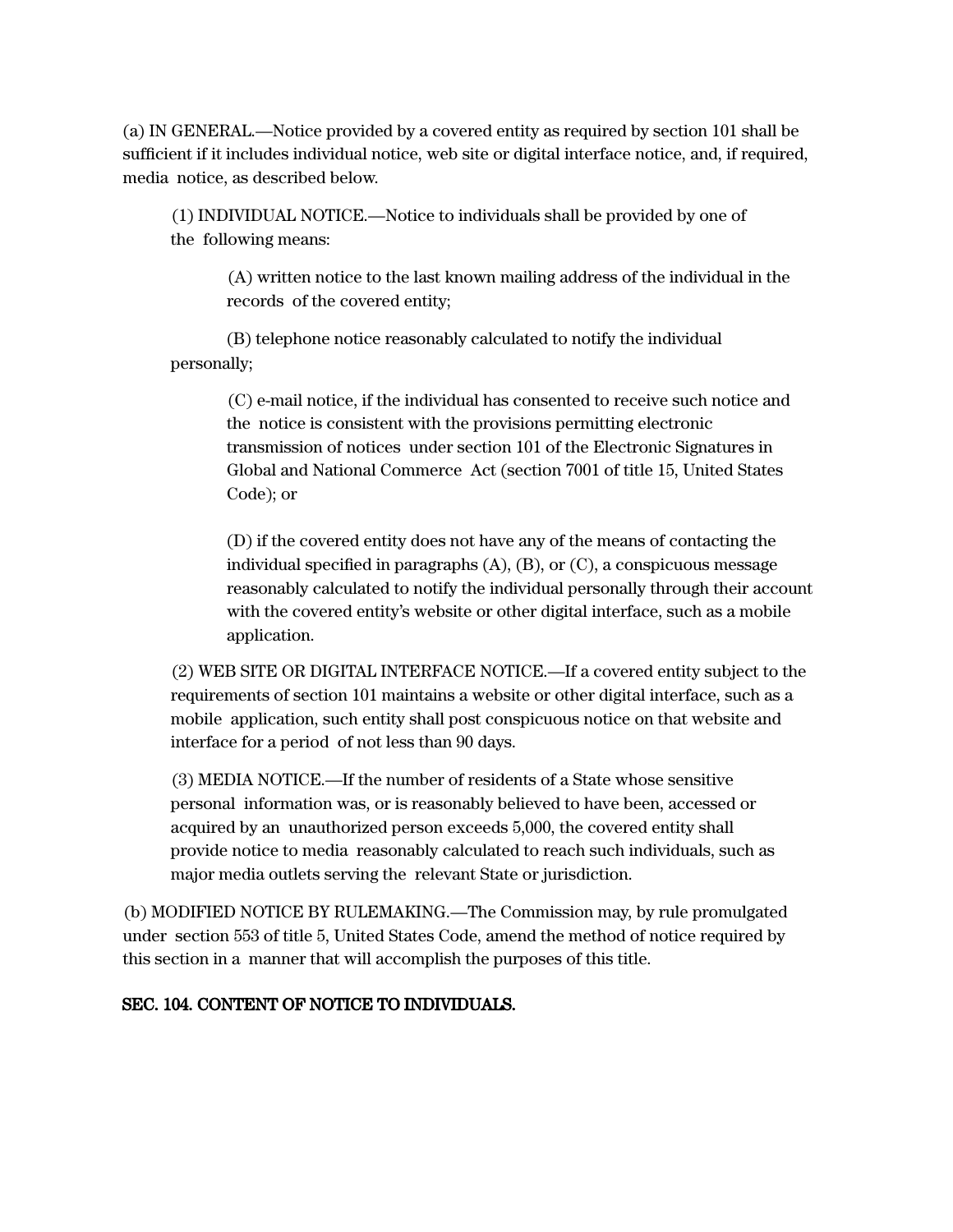(a) IN GENERAL.—Notice provided by a covered entity as required by section 101 shall be sufficient if it includes individual notice, web site or digital interface notice, and, if required, media notice, as described below.

(1) INDIVIDUAL NOTICE.—Notice to individuals shall be provided by one of the following means:

(A) written notice to the last known mailing address of the individual in the records of the covered entity;

(B) telephone notice reasonably calculated to notify the individual personally;

(C) e-mail notice, if the individual has consented to receive such notice and the notice is consistent with the provisions permitting electronic transmission of notices under section 101 of the Electronic Signatures in Global and National Commerce Act (section 7001 of title 15, United States Code); or

(D) if the covered entity does not have any of the means of contacting the individual specified in paragraphs (A), (B), or (C), a conspicuous message reasonably calculated to notify the individual personally through their account with the covered entity's website or other digital interface, such as a mobile application.

(2) WEB SITE OR DIGITAL INTERFACE NOTICE.—If a covered entity subject to the requirements of section 101 maintains a website or other digital interface, such as a mobile application, such entity shall post conspicuous notice on that website and interface for a period of not less than 90 days.

(3) MEDIA NOTICE.—If the number of residents of a State whose sensitive personal information was, or is reasonably believed to have been, accessed or acquired by an unauthorized person exceeds 5,000, the covered entity shall provide notice to media reasonably calculated to reach such individuals, such as major media outlets serving the relevant State or jurisdiction.

(b) MODIFIED NOTICE BY RULEMAKING.—The Commission may, by rule promulgated under section 553 of title 5, United States Code, amend the method of notice required by this section in a manner that will accomplish the purposes of this title.

**SEC. 104. CONTENT OF NOTICE TO INDIVIDUALS.**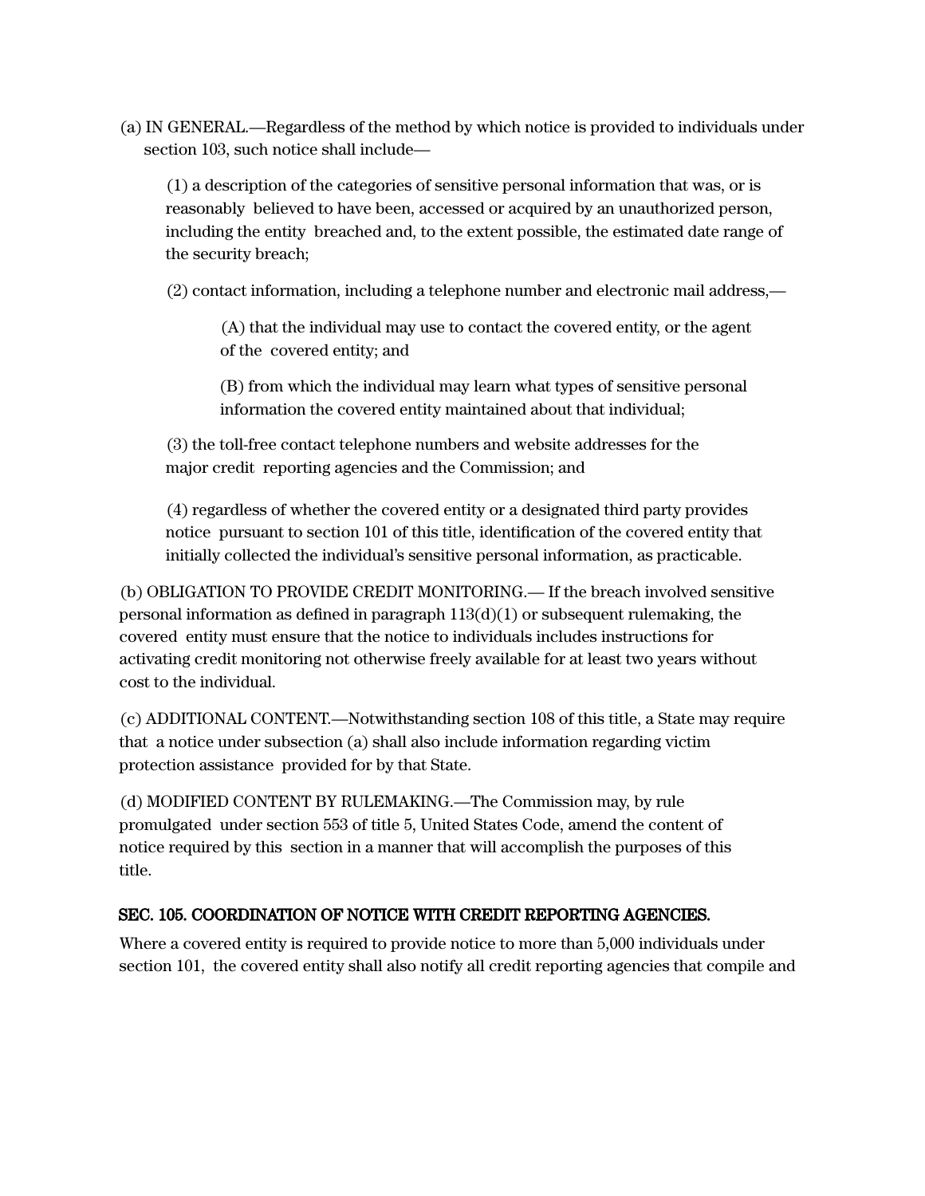(a) IN GENERAL.—Regardless of the method by which notice is provided to individuals under section 103, such notice shall include—

(1) a description of the categories of sensitive personal information that was, or is reasonably believed to have been, accessed or acquired by an unauthorized person, including the entity breached and, to the extent possible, the estimated date range of the security breach;

(2) contact information, including a telephone number and electronic mail address,—

(A) that the individual may use to contact the covered entity, or the agent of the covered entity; and

(B) from which the individual may learn what types of sensitive personal information the covered entity maintained about that individual;

(3) the toll-free contact telephone numbers and website addresses for the major credit reporting agencies and the Commission; and

(4) regardless of whether the covered entity or a designated third party provides notice pursuant to section 101 of this title, identification of the covered entity that initially collected the individual's sensitive personal information, as practicable.

(b) OBLIGATION TO PROVIDE CREDIT MONITORING.— If the breach involved sensitive personal information as defined in paragraph 113(d)(1) or subsequent rulemaking, the covered entity must ensure that the notice to individuals includes instructions for activating credit monitoring not otherwise freely available for at least two years without cost to the individual.

(c) ADDITIONAL CONTENT.—Notwithstanding section 108 of this title, a State may require that a notice under subsection (a) shall also include information regarding victim protection assistance provided for by that State.

(d) MODIFIED CONTENT BY RULEMAKING.—The Commission may, by rule promulgated under section 553 of title 5, United States Code, amend the content of notice required by this section in a manner that will accomplish the purposes of this title.

### SEC. 105. COORDINATION OF NOTICE WITH CREDIT REPORTING AGENCIES.

Where a covered entity is required to provide notice to more than 5,000 individuals under section 101, the covered entity shall also notify all credit reporting agencies that compile and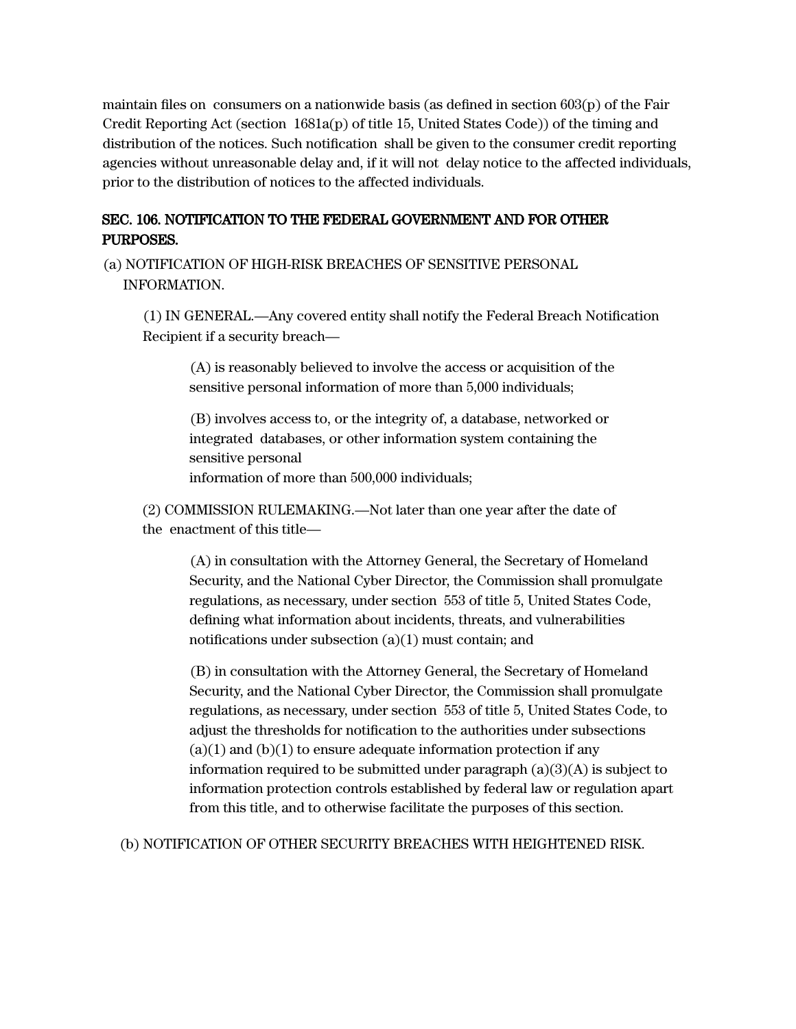maintain files on consumers on a nationwide basis (as defined in section 603(p) of the Fair Credit Reporting Act (section 1681a(p) of title 15, United States Code)) of the timing and distribution of the notices. Such notification shall be given to the consumer credit reporting agencies without unreasonable delay and, if it will not delay notice to the affected individuals, prior to the distribution of notices to the affected individuals.

## SEC. 106. NOTIFICATION TO THE FEDERAL GOVERNMENT AND FOR OTHER PURPOSES.

(a) NOTIFICATION OF HIGH-RISK BREACHES OF SENSITIVE PERSONAL INFORMATION.

(1) IN GENERAL.—Any covered entity shall notify the Federal Breach Notification Recipient if a security breach—

(A) is reasonably believed to involve the access or acquisition of the sensitive personal information of more than 5,000 individuals;

(B) involves access to, or the integrity of, a database, networked or integrated databases, or other information system containing the sensitive personal information of more than 500,000 individuals;

(2) COMMISSION RULEMAKING.—Not later than one year after the date of the enactment of this title—

(A) in consultation with the Attorney General, the Secretary of Homeland Security, and the National Cyber Director, the Commission shall promulgate regulations, as necessary, under section 553 of title 5, United States Code, defining what information about incidents, threats, and vulnerabilities notifications under subsection (a)(1) must contain; and

(B) in consultation with the Attorney General, the Secretary of Homeland Security, and the National Cyber Director, the Commission shall promulgate regulations, as necessary, under section 553 of title 5, United States Code, to adjust the thresholds for notification to the authorities under subsections (a)(1) and (b)(1) to ensure adequate information protection if any information required to be submitted under paragraph (a)(3)(A) is subject to information protection controls established by federal law or regulation apart from this title, and to otherwise facilitate the purposes of this section.

(b) NOTIFICATION OF OTHER SECURITY BREACHES WITH HEIGHTENED RISK.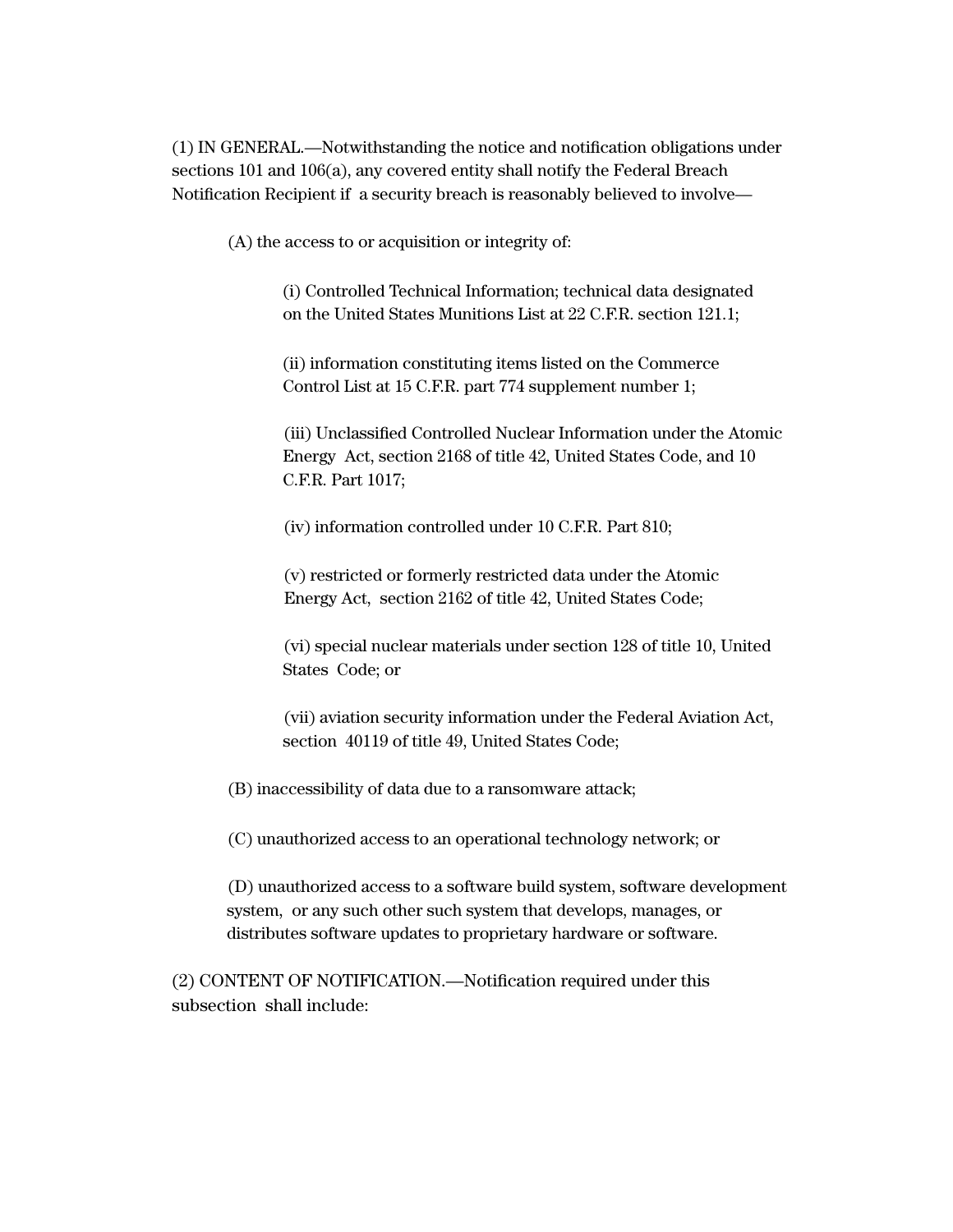(1) IN GENERAL.—Notwithstanding the notice and notification obligations under sections 101 and 106(a), any covered entity shall notify the Federal Breach Notification Recipient if a security breach is reasonably believed to involve—

(A) the access to or acquisition or integrity of:

(i) Controlled Technical Information; technical data designated on the United States Munitions List at 22 C.F.R. section 121.1;

(ii) information constituting items listed on the Commerce Control List at 15 C.F.R. part 774 supplement number 1;

(iii) Unclassified Controlled Nuclear Information under the Atomic Energy Act, section 2168 of title 42, United States Code, and 10 C.F.R. Part 1017;

(iv) information controlled under 10 C.F.R. Part 810;

(v) restricted or formerly restricted data under the Atomic Energy Act, section 2162 of title 42, United States Code;

(vi) special nuclear materials under section 128 of title 10, United States Code; or

(vii) aviation security information under the Federal Aviation Act, section 40119 of title 49, United States Code;

(B) inaccessibility of data due to a ransomware attack;

(C) unauthorized access to an operational technology network; or

(D) unauthorized access to a software build system, software development system, or any such other such system that develops, manages, or distributes software updates to proprietary hardware or software.

(2) CONTENT OF NOTIFICATION.—Notification required under this subsection shall include: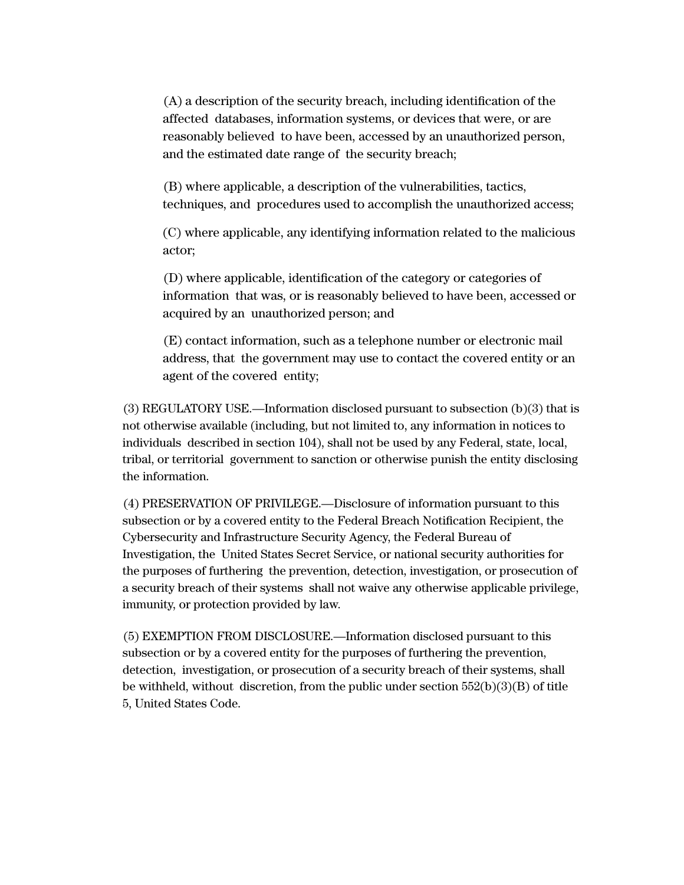(A) a description of the security breach, including identification of the affected databases, information systems, or devices that were, or are reasonably believed to have been, accessed by an unauthorized person, and the estimated date range of the security breach;

(B) where applicable, a description of the vulnerabilities, tactics, techniques, and procedures used to accomplish the unauthorized access;

(C) where applicable, any identifying information related to the malicious actor;

(D) where applicable, identification of the category or categories of information that was, or is reasonably believed to have been, accessed or acquired by an unauthorized person; and

(E) contact information, such as a telephone number or electronic mail address, that the government may use to contact the covered entity or an agent of the covered entity;

(3) REGULATORY USE.—Information disclosed pursuant to subsection (b)(3) that is not otherwise available (including, but not limited to, any information in notices to individuals described in section 104), shall not be used by any Federal, state, local, tribal, or territorial government to sanction or otherwise punish the entity disclosing the information.

(4) PRESERVATION OF PRIVILEGE.—Disclosure of information pursuant to this subsection or by a covered entity to the Federal Breach Notification Recipient, the Cybersecurity and Infrastructure Security Agency, the Federal Bureau of Investigation, the United States Secret Service, or national security authorities for the purposes of furthering the prevention, detection, investigation, or prosecution of a security breach of their systems shall not waive any otherwise applicable privilege, immunity, or protection provided by law.

(5) EXEMPTION FROM DISCLOSURE.—Information disclosed pursuant to this subsection or by a covered entity for the purposes of furthering the prevention, detection, investigation, or prosecution of a security breach of their systems, shall be withheld, without discretion, from the public under section 552(b)(3)(B) of title 5, United States Code.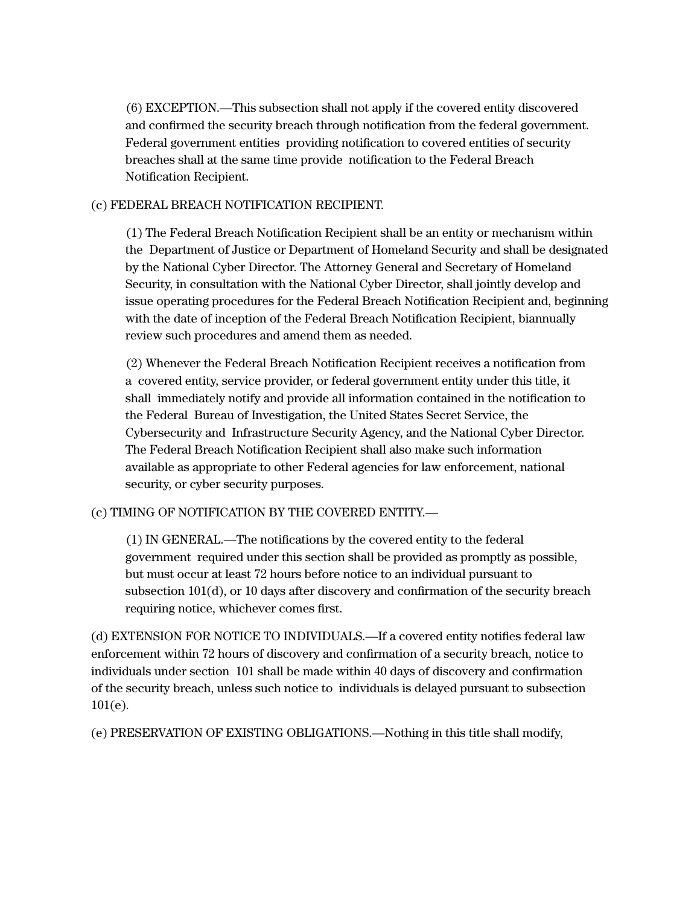(6) EXCEPTION.—This subsection shall not apply if the covered entity discovered and confirmed the security breach through notification from the federal government. Federal government entities providing notification to covered entities of security breaches shall at the same time provide notification to the Federal Breach Notification Recipient.

(c) FEDERAL BREACH NOTIFICATION RECIPIENT.

(1) The Federal Breach Notification Recipient shall be an entity or mechanism within the Department of Justice or Department of Homeland Security and shall be designated by the National Cyber Director. The Attorney General and Secretary of Homeland Security, in consultation with the National Cyber Director, shall jointly develop and issue operating procedures for the Federal Breach Notification Recipient and, beginning with the date of inception of the Federal Breach Notification Recipient, biannually review such procedures and amend them as needed.

(2) Whenever the Federal Breach Notification Recipient receives a notification from a covered entity, service provider, or federal government entity under this title, it shall immediately notify and provide all information contained in the notification to the Federal Bureau of Investigation, the United States Secret Service, the Cybersecurity and Infrastructure Security Agency, and the National Cyber Director. The Federal Breach Notification Recipient shall also make such information available as appropriate to other Federal agencies for law enforcement, national security, or cyber security purposes.

(c) TIMING OF NOTIFICATION BY THE COVERED ENTITY.—

(1) IN GENERAL.—The notifications by the covered entity to the federal government required under this section shall be provided as promptly as possible, but must occur at least 72 hours before notice to an individual pursuant to subsection 101(d), or 10 days after discovery and confirmation of the security breach requiring notice, whichever comes first.

(d) EXTENSION FOR NOTICE TO INDIVIDUALS.—If a covered entity notifies federal law enforcement within 72 hours of discovery and confirmation of a security breach, notice to individuals under section 101 shall be made within 40 days of discovery and confirmation of the security breach, unless such notice to individuals is delayed pursuant to subsection 101(e).

(e) PRESERVATION OF EXISTING OBLIGATIONS.—Nothing in this title shall modify,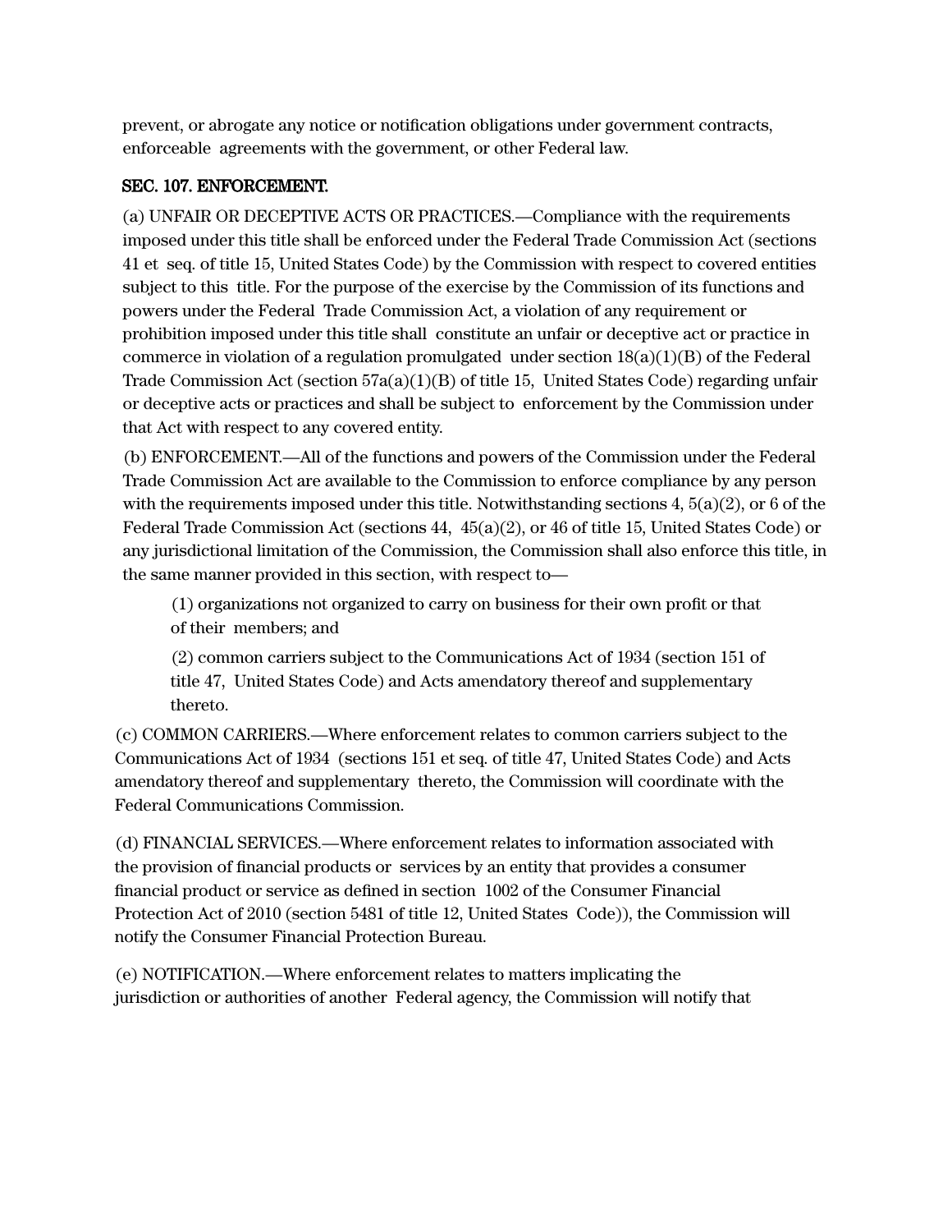prevent, or abrogate any notice or notification obligations under government contracts, enforceable agreements with the government, or other Federal law.

**SEC. 107. ENFORCEMENT.**

(a) UNFAIR OR DECEPTIVE ACTS OR PRACTICES.—Compliance with the requirements imposed under this title shall be enforced under the Federal Trade Commission Act (sections 41 et seq. of title 15, United States Code) by the Commission with respect to covered entities subject to this title. For the purpose of the exercise by the Commission of its functions and powers under the Federal Trade Commission Act, a violation of any requirement or prohibition imposed under this title shall constitute an unfair or deceptive act or practice in commerce in violation of a regulation promulgated under section 18(a)(1)(B) of the Federal Trade Commission Act (section 57a(a)(1)(B) of title 15, United States Code) regarding unfair or deceptive acts or practices and shall be subject to enforcement by the Commission under that Act with respect to any covered entity.

(b) ENFORCEMENT.—All of the functions and powers of the Commission under the Federal Trade Commission Act are available to the Commission to enforce compliance by any person with the requirements imposed under this title. Notwithstanding sections 4, 5(a)(2), or 6 of the Federal Trade Commission Act (sections 44, 45(a)(2), or 46 of title 15, United States Code) or any jurisdictional limitation of the Commission, the Commission shall also enforce this title, in the same manner provided in this section, with respect to—

(1) organizations not organized to carry on business for their own profit or that of their members; and

(2) common carriers subject to the Communications Act of 1934 (section 151 of title 47, United States Code) and Acts amendatory thereof and supplementary thereto.

(c) COMMON CARRIERS.—Where enforcement relates to common carriers subject to the Communications Act of 1934 (sections 151 et seq. of title 47, United States Code) and Acts amendatory thereof and supplementary thereto, the Commission will coordinate with the Federal Communications Commission.

(d) FINANCIAL SERVICES.—Where enforcement relates to information associated with the provision of financial products or services by an entity that provides a consumer financial product or service as defined in section 1002 of the Consumer Financial Protection Act of 2010 (section 5481 of title 12, United States Code)), the Commission will notify the Consumer Financial Protection Bureau.

(e) NOTIFICATION.—Where enforcement relates to matters implicating the jurisdiction or authorities of another Federal agency, the Commission will notify that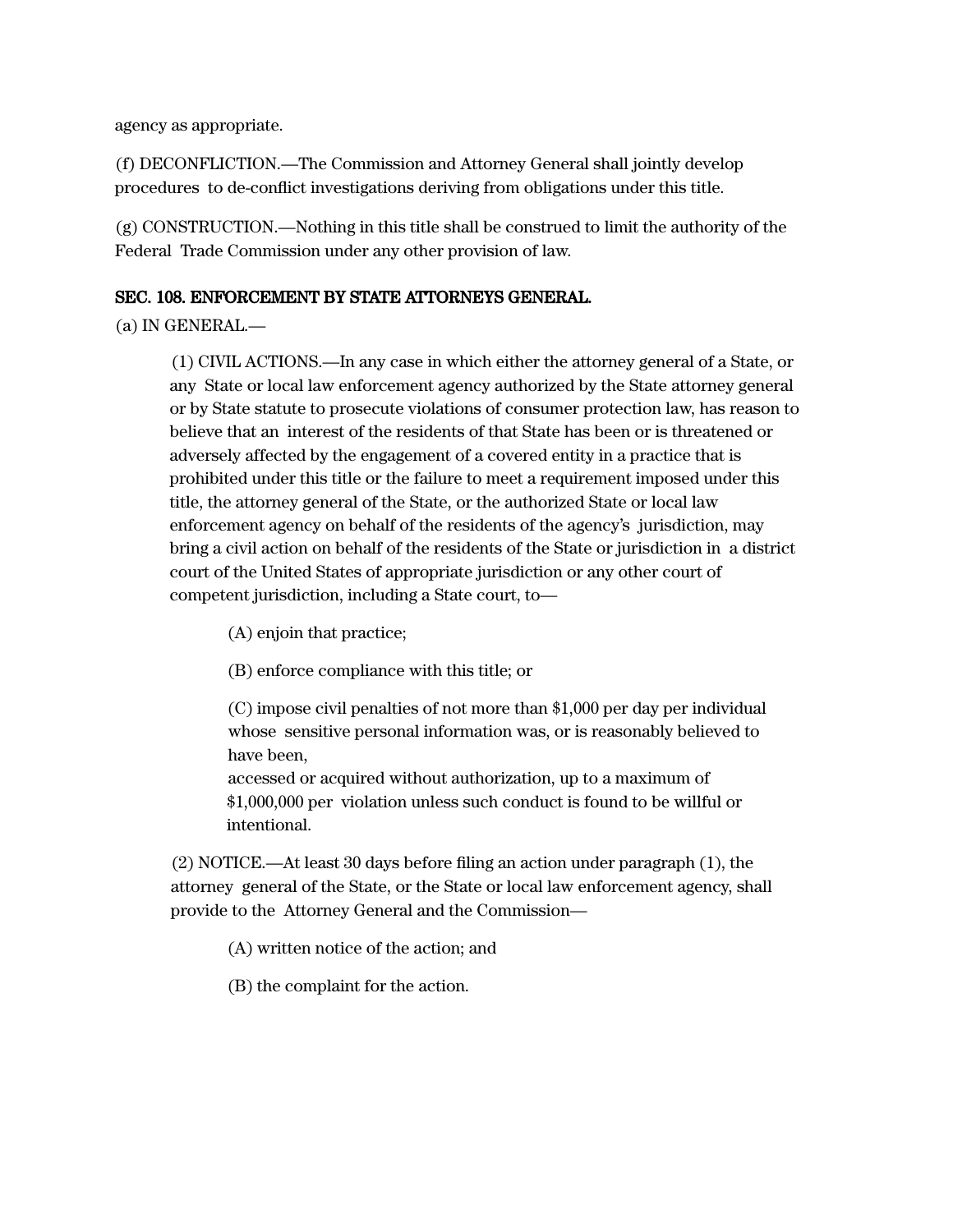agency as appropriate.

(f) DECONFLICTION.—The Commission and Attorney General shall jointly develop procedures to de-conflict investigations deriving from obligations under this title.

(g) CONSTRUCTION.—Nothing in this title shall be construed to limit the authority of the Federal Trade Commission under any other provision of law.

**SEC. 108. ENFORCEMENT BY STATE ATTORNEYS GENERAL.**

(a) IN GENERAL.—

(1) CIVIL ACTIONS.—In any case in which either the attorney general of a State, or any State or local law enforcement agency authorized by the State attorney general or by State statute to prosecute violations of consumer protection law, has reason to believe that an interest of the residents of that State has been or is threatened or adversely affected by the engagement of a covered entity in a practice that is prohibited under this title or the failure to meet a requirement imposed under this title, the attorney general of the State, or the authorized State or local law enforcement agency on behalf of the residents of the agency's jurisdiction, may bring a civil action on behalf of the residents of the State or jurisdiction in a district court of the United States of appropriate jurisdiction or any other court of competent jurisdiction, including a State court, to—

(A) enjoin that practice;

(B) enforce compliance with this title; or

(C) impose civil penalties of not more than $1,000 per day per individual whose sensitive personal information was, or is reasonably believed to have been,
accessed or acquired without authorization, up to a maximum of $1,000,000 per violation unless such conduct is found to be willful or intentional.

(2) NOTICE.—At least 30 days before filing an action under paragraph (1), the attorney general of the State, or the State or local law enforcement agency, shall provide to the Attorney General and the Commission—

(A) written notice of the action; and

(B) the complaint for the action.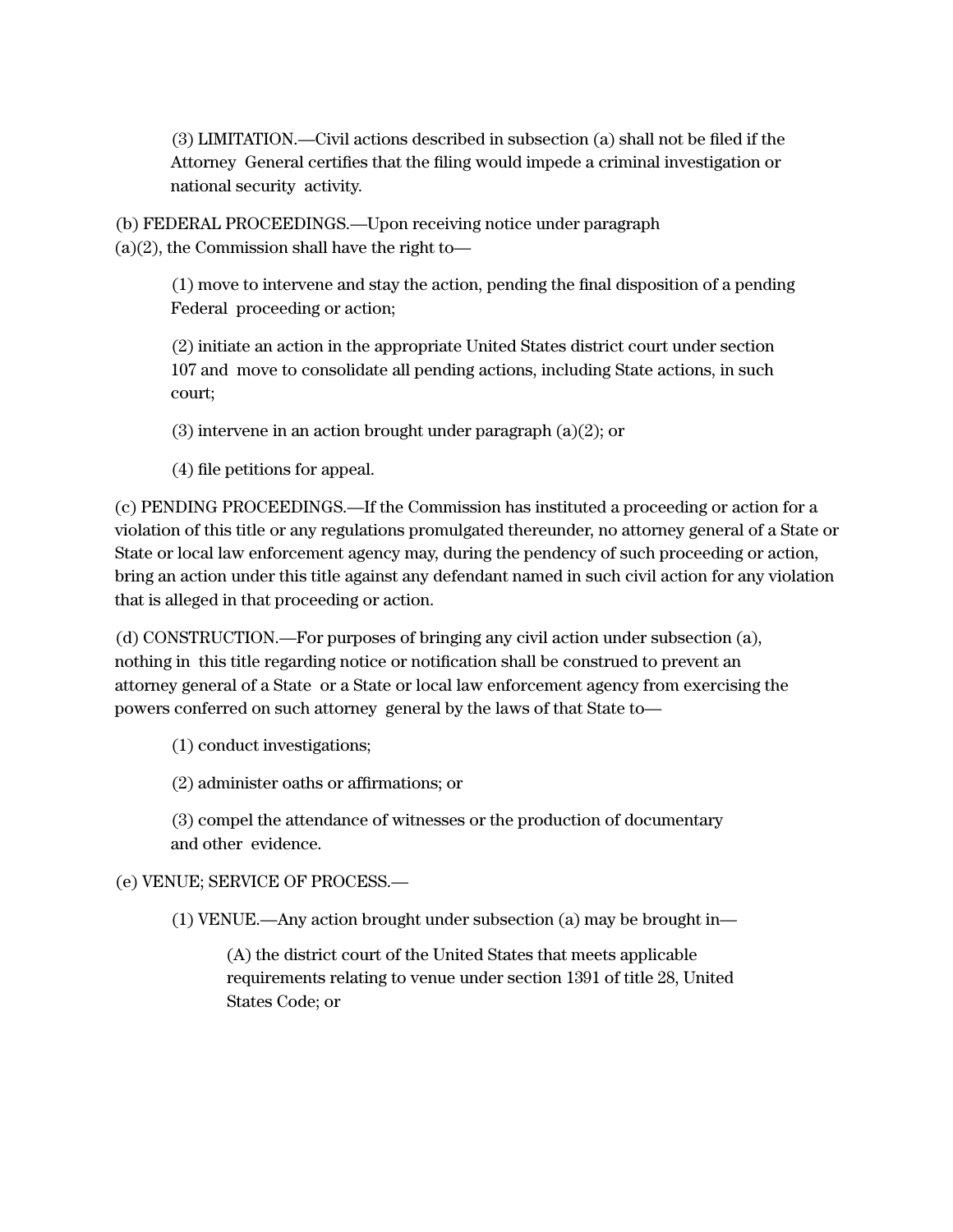(3) LIMITATION.—Civil actions described in subsection (a) shall not be filed if the Attorney General certifies that the filing would impede a criminal investigation or national security activity.

(b) FEDERAL PROCEEDINGS.—Upon receiving notice under paragraph (a)(2), the Commission shall have the right to—

(1) move to intervene and stay the action, pending the final disposition of a pending Federal proceeding or action;

(2) initiate an action in the appropriate United States district court under section 107 and move to consolidate all pending actions, including State actions, in such court;

(3) intervene in an action brought under paragraph (a)(2); or

(4) file petitions for appeal.

(c) PENDING PROCEEDINGS.—If the Commission has instituted a proceeding or action for a violation of this title or any regulations promulgated thereunder, no attorney general of a State or State or local law enforcement agency may, during the pendency of such proceeding or action, bring an action under this title against any defendant named in such civil action for any violation that is alleged in that proceeding or action.

(d) CONSTRUCTION.—For purposes of bringing any civil action under subsection (a), nothing in this title regarding notice or notification shall be construed to prevent an attorney general of a State or a State or local law enforcement agency from exercising the powers conferred on such attorney general by the laws of that State to—

(1) conduct investigations;

(2) administer oaths or affirmations; or

(3) compel the attendance of witnesses or the production of documentary and other evidence.

(e) VENUE; SERVICE OF PROCESS.—

(1) VENUE.—Any action brought under subsection (a) may be brought in—

(A) the district court of the United States that meets applicable requirements relating to venue under section 1391 of title 28, United States Code; or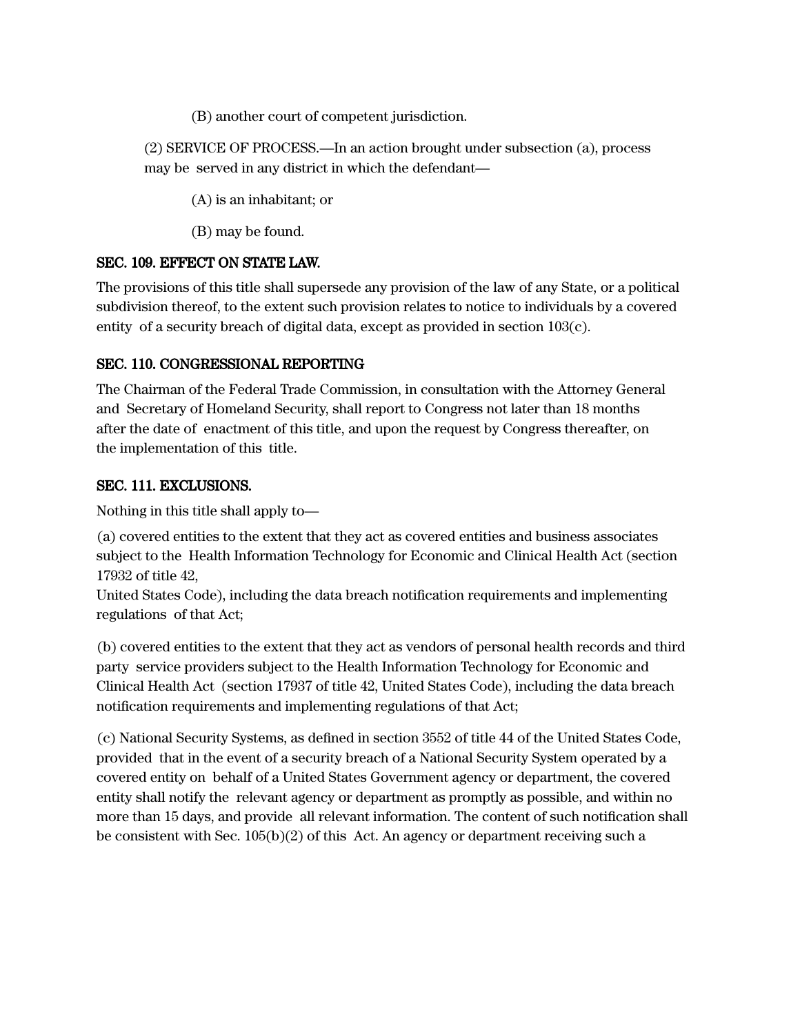(B) another court of competent jurisdiction.

(2) SERVICE OF PROCESS.—In an action brought under subsection (a), process may be served in any district in which the defendant—

(A) is an inhabitant; or

(B) may be found.

**SEC. 109. EFFECT ON STATE LAW.**

The provisions of this title shall supersede any provision of the law of any State, or a political subdivision thereof, to the extent such provision relates to notice to individuals by a covered entity of a security breach of digital data, except as provided in section 103(c).

**SEC. 110. CONGRESSIONAL REPORTING**

The Chairman of the Federal Trade Commission, in consultation with the Attorney General and Secretary of Homeland Security, shall report to Congress not later than 18 months after the date of enactment of this title, and upon the request by Congress thereafter, on the implementation of this title.

**SEC. 111. EXCLUSIONS.**

Nothing in this title shall apply to—

(a) covered entities to the extent that they act as covered entities and business associates subject to the Health Information Technology for Economic and Clinical Health Act (section 17932 of title 42, United States Code), including the data breach notification requirements and implementing regulations of that Act;

(b) covered entities to the extent that they act as vendors of personal health records and third party service providers subject to the Health Information Technology for Economic and Clinical Health Act (section 17937 of title 42, United States Code), including the data breach notification requirements and implementing regulations of that Act;

(c) National Security Systems, as defined in section 3552 of title 44 of the United States Code, provided that in the event of a security breach of a National Security System operated by a covered entity on behalf of a United States Government agency or department, the covered entity shall notify the relevant agency or department as promptly as possible, and within no more than 15 days, and provide all relevant information. The content of such notification shall be consistent with Sec. 105(b)(2) of this Act. An agency or department receiving such a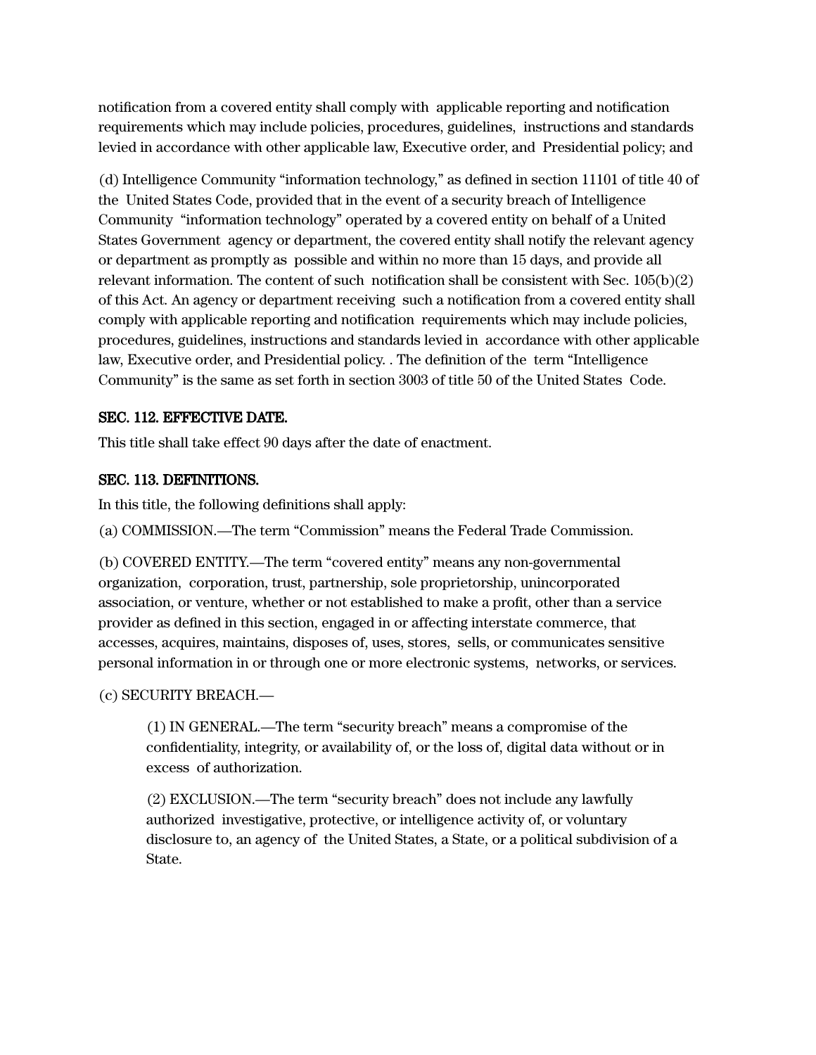notification from a covered entity shall comply with applicable reporting and notification requirements which may include policies, procedures, guidelines, instructions and standards levied in accordance with other applicable law, Executive order, and Presidential policy; and

(d) Intelligence Community "information technology," as defined in section 11101 of title 40 of the United States Code, provided that in the event of a security breach of Intelligence Community "information technology" operated by a covered entity on behalf of a United States Government agency or department, the covered entity shall notify the relevant agency or department as promptly as possible and within no more than 15 days, and provide all relevant information. The content of such notification shall be consistent with Sec. 105(b)(2) of this Act. An agency or department receiving such a notification from a covered entity shall comply with applicable reporting and notification requirements which may include policies, procedures, guidelines, instructions and standards levied in accordance with other applicable law, Executive order, and Presidential policy. . The definition of the term "Intelligence Community" is the same as set forth in section 3003 of title 50 of the United States Code.

**SEC. 112. EFFECTIVE DATE.**

This title shall take effect 90 days after the date of enactment.

**SEC. 113. DEFINITIONS.**

In this title, the following definitions shall apply:

(a) COMMISSION.—The term "Commission" means the Federal Trade Commission.

(b) COVERED ENTITY.—The term "covered entity" means any non-governmental organization, corporation, trust, partnership, sole proprietorship, unincorporated association, or venture, whether or not established to make a profit, other than a service provider as defined in this section, engaged in or affecting interstate commerce, that accesses, acquires, maintains, disposes of, uses, stores, sells, or communicates sensitive personal information in or through one or more electronic systems, networks, or services.

(c) SECURITY BREACH.—

> (1) IN GENERAL.—The term "security breach" means a compromise of the confidentiality, integrity, or availability of, or the loss of, digital data without or in excess of authorization.
>
> (2) EXCLUSION.—The term "security breach" does not include any lawfully authorized investigative, protective, or intelligence activity of, or voluntary disclosure to, an agency of the United States, a State, or a political subdivision of a State.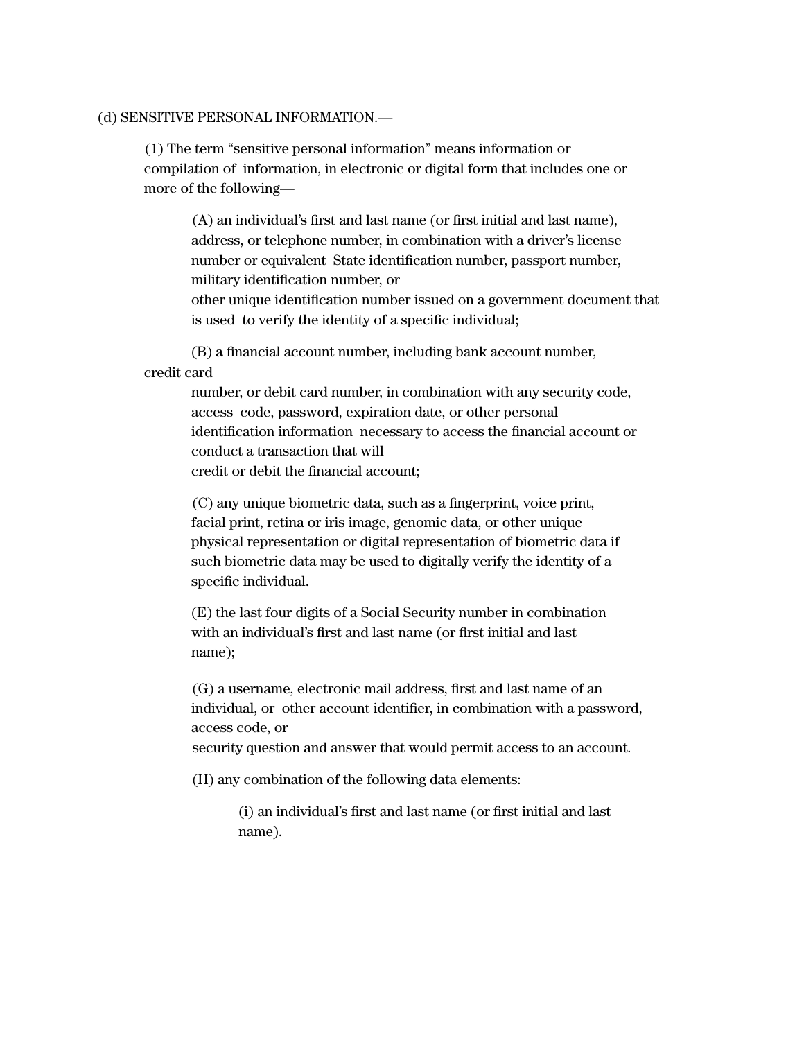(d) SENSITIVE PERSONAL INFORMATION.—

(1) The term "sensitive personal information" means information or compilation of information, in electronic or digital form that includes one or more of the following—

(A) an individual's first and last name (or first initial and last name), address, or telephone number, in combination with a driver's license number or equivalent State identification number, passport number, military identification number, or other unique identification number issued on a government document that is used to verify the identity of a specific individual;

(B) a financial account number, including bank account number, credit card number, or debit card number, in combination with any security code, access code, password, expiration date, or other personal identification information necessary to access the financial account or conduct a transaction that will credit or debit the financial account;

(C) any unique biometric data, such as a fingerprint, voice print, facial print, retina or iris image, genomic data, or other unique physical representation or digital representation of biometric data if such biometric data may be used to digitally verify the identity of a specific individual.

(E) the last four digits of a Social Security number in combination with an individual's first and last name (or first initial and last name);

(G) a username, electronic mail address, first and last name of an individual, or other account identifier, in combination with a password, access code, or security question and answer that would permit access to an account.

(H) any combination of the following data elements:

(i) an individual's first and last name (or first initial and last name).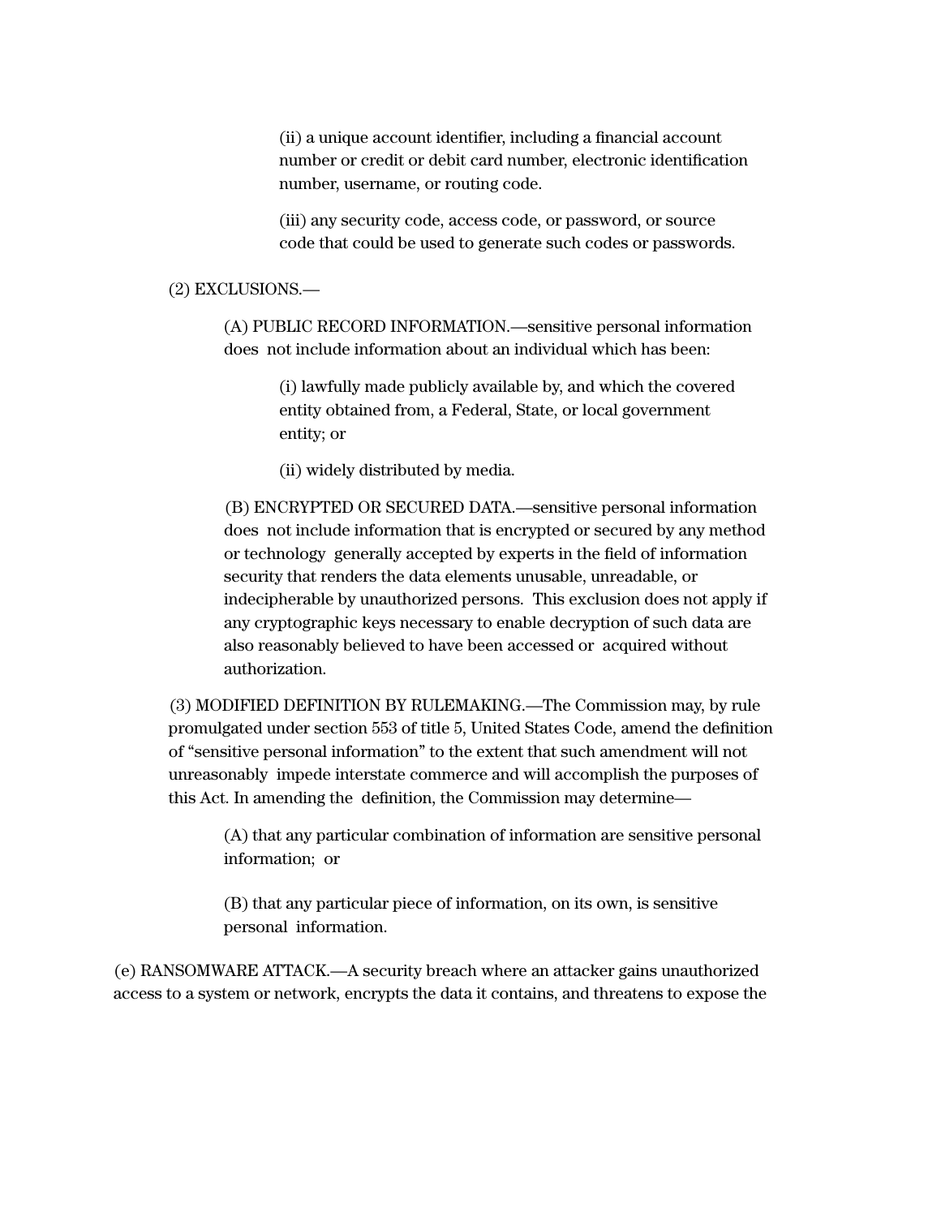(ii) a unique account identifier, including a financial account number or credit or debit card number, electronic identification number, username, or routing code.

(iii) any security code, access code, or password, or source code that could be used to generate such codes or passwords.

(2) EXCLUSIONS.—

(A) PUBLIC RECORD INFORMATION.—sensitive personal information does not include information about an individual which has been:

(i) lawfully made publicly available by, and which the covered entity obtained from, a Federal, State, or local government entity; or

(ii) widely distributed by media.

(B) ENCRYPTED OR SECURED DATA.—sensitive personal information does not include information that is encrypted or secured by any method or technology generally accepted by experts in the field of information security that renders the data elements unusable, unreadable, or indecipherable by unauthorized persons. This exclusion does not apply if any cryptographic keys necessary to enable decryption of such data are also reasonably believed to have been accessed or acquired without authorization.

(3) MODIFIED DEFINITION BY RULEMAKING.—The Commission may, by rule promulgated under section 553 of title 5, United States Code, amend the definition of "sensitive personal information" to the extent that such amendment will not unreasonably impede interstate commerce and will accomplish the purposes of this Act. In amending the definition, the Commission may determine—

(A) that any particular combination of information are sensitive personal information; or

(B) that any particular piece of information, on its own, is sensitive personal information.

(e) RANSOMWARE ATTACK.—A security breach where an attacker gains unauthorized access to a system or network, encrypts the data it contains, and threatens to expose the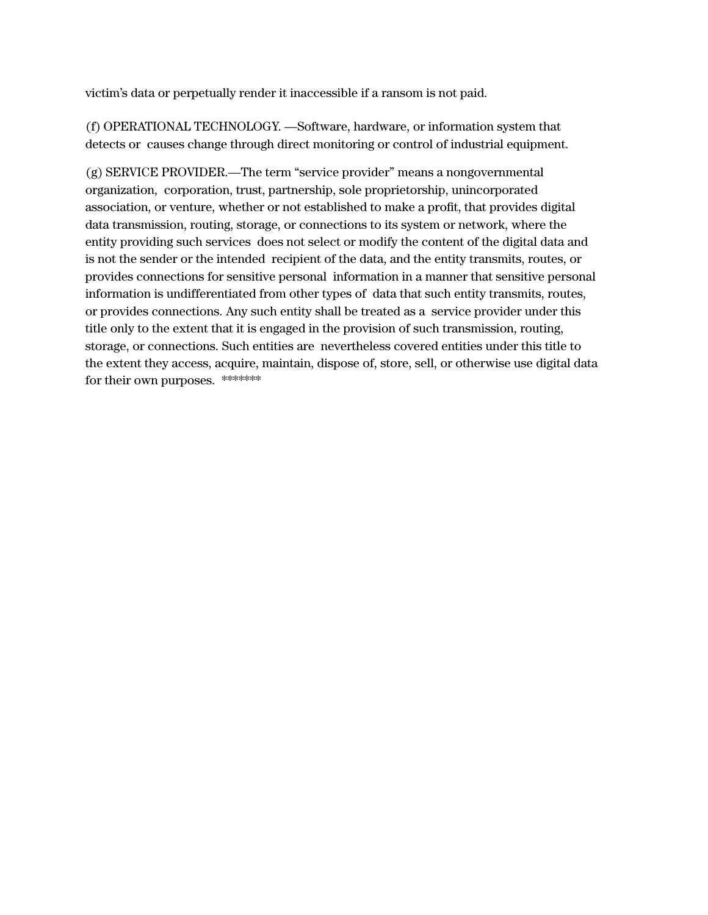victim's data or perpetually render it inaccessible if a ransom is not paid.

(f) OPERATIONAL TECHNOLOGY. —Software, hardware, or information system that detects or causes change through direct monitoring or control of industrial equipment.

(g) SERVICE PROVIDER.—The term "service provider" means a nongovernmental organization, corporation, trust, partnership, sole proprietorship, unincorporated association, or venture, whether or not established to make a profit, that provides digital data transmission, routing, storage, or connections to its system or network, where the entity providing such services does not select or modify the content of the digital data and is not the sender or the intended recipient of the data, and the entity transmits, routes, or provides connections for sensitive personal information in a manner that sensitive personal information is undifferentiated from other types of data that such entity transmits, routes, or provides connections. Any such entity shall be treated as a service provider under this title only to the extent that it is engaged in the provision of such transmission, routing, storage, or connections. Such entities are nevertheless covered entities under this title to the extent they access, acquire, maintain, dispose of, store, sell, or otherwise use digital data for their own purposes. *******